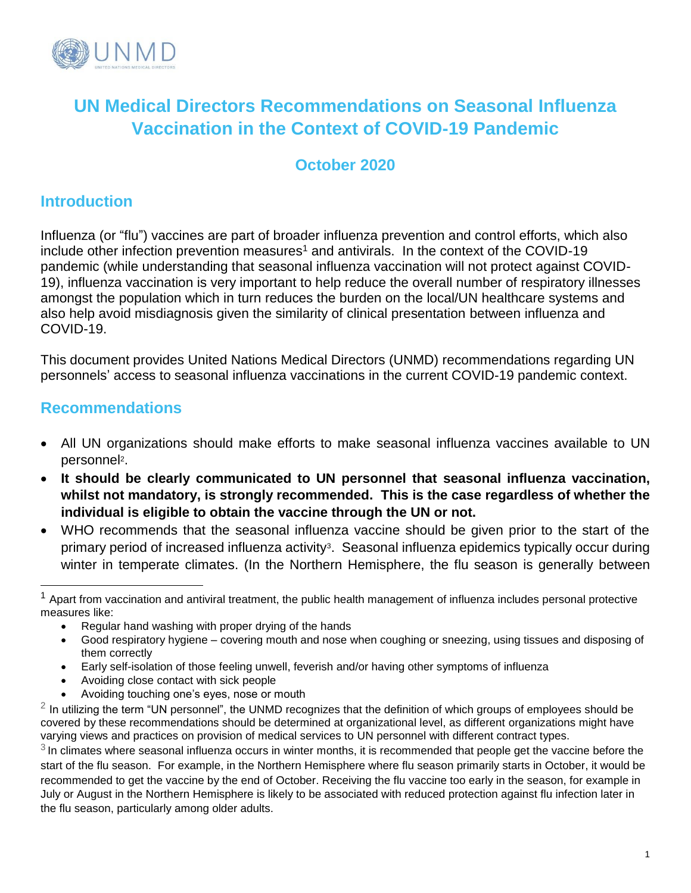# UN Medical Directors Recommendations on Seasonal Influenza Vaccination in the Context of COVID-19 Pandemic

### October 2020

## Introduction

Influenza (or "flu") vaccines are part of broader influenza prevention and control efforts, which also include other infection prevention measures[1] and antivirals. In the context of the COVID-19 pandemic (while understanding that seasonal influenza vaccination will not protect against COVID-19), influenza vaccination is very important to help reduce the overall number of respiratory illnesses amongst the population which in turn reduces the burden on the local/UN healthcare systems and also help avoid misdiagnosis given the similarity of clinical presentation between influenza and COVID-19.

This document provides United Nations Medical Directors (UNMD) recommendations regarding UN personnels' access to seasonal influenza vaccinations in the current COVID-19 pandemic context.

## Recommendations

- All UN organizations should make efforts to make seasonal influenza vaccines available to UN personnel[2].
- **It should be clearly communicated to UN personnel that seasonal influenza vaccination, whilst not mandatory, is strongly recommended. This is the case regardless of whether the individual is eligible to obtain the vaccine through the UN or not.**
- WHO recommends that the seasonal influenza vaccine should be given prior to the start of the primary period of increased influenza activity[3]. Seasonal influenza epidemics typically occur during winter in temperate climates. (In the Northern Hemisphere, the flu season is generally between

---

[1] Apart from vaccination and antiviral treatment, the public health management of influenza includes personal protective measures like:

- Regular hand washing with proper drying of the hands
- Good respiratory hygiene – covering mouth and nose when coughing or sneezing, using tissues and disposing of them correctly
- Early self-isolation of those feeling unwell, feverish and/or having other symptoms of influenza
- Avoiding close contact with sick people
- Avoiding touching one's eyes, nose or mouth

[2] In utilizing the term "UN personnel", the UNMD recognizes that the definition of which groups of employees should be covered by these recommendations should be determined at organizational level, as different organizations might have varying views and practices on provision of medical services to UN personnel with different contract types.

[3] In climates where seasonal influenza occurs in winter months, it is recommended that people get the vaccine before the start of the flu season. For example, in the Northern Hemisphere where flu season primarily starts in October, it would be recommended to get the vaccine by the end of October. Receiving the flu vaccine too early in the season, for example in July or August in the Northern Hemisphere is likely to be associated with reduced protection against flu infection later in the flu season, particularly among older adults.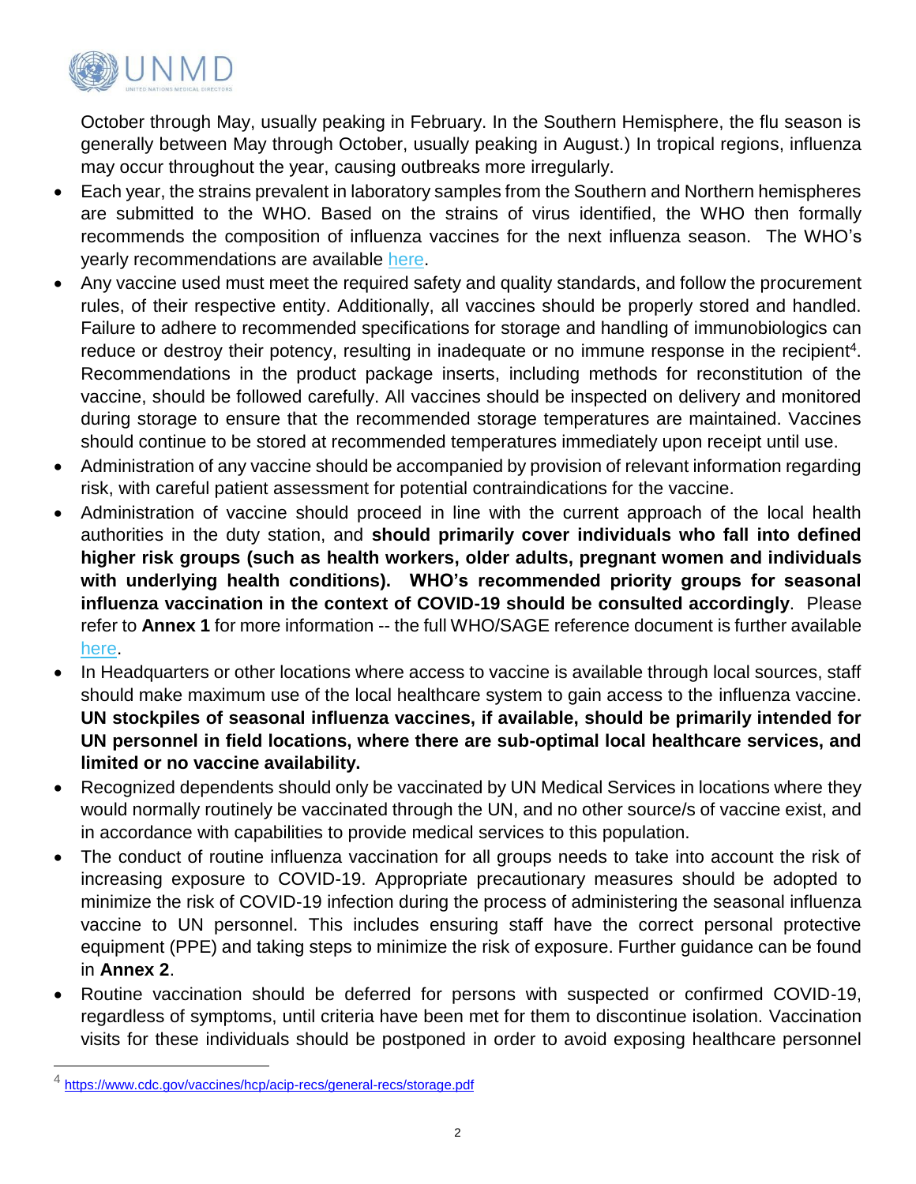October through May, usually peaking in February. In the Southern Hemisphere, the flu season is generally between May through October, usually peaking in August.) In tropical regions, influenza may occur throughout the year, causing outbreaks more irregularly.

- Each year, the strains prevalent in laboratory samples from the Southern and Northern hemispheres are submitted to the WHO. Based on the strains of virus identified, the WHO then formally recommends the composition of influenza vaccines for the next influenza season. The WHO's yearly recommendations are available here.
- Any vaccine used must meet the required safety and quality standards, and follow the procurement rules, of their respective entity. Additionally, all vaccines should be properly stored and handled. Failure to adhere to recommended specifications for storage and handling of immunobiologics can reduce or destroy their potency, resulting in inadequate or no immune response in the recipient[4]. Recommendations in the product package inserts, including methods for reconstitution of the vaccine, should be followed carefully. All vaccines should be inspected on delivery and monitored during storage to ensure that the recommended storage temperatures are maintained. Vaccines should continue to be stored at recommended temperatures immediately upon receipt until use.
- Administration of any vaccine should be accompanied by provision of relevant information regarding risk, with careful patient assessment for potential contraindications for the vaccine.
- Administration of vaccine should proceed in line with the current approach of the local health authorities in the duty station, and **should primarily cover individuals who fall into defined higher risk groups (such as health workers, older adults, pregnant women and individuals with underlying health conditions). WHO's recommended priority groups for seasonal influenza vaccination in the context of COVID-19 should be consulted accordingly**. Please refer to **Annex 1** for more information -- the full WHO/SAGE reference document is further available here.
- In Headquarters or other locations where access to vaccine is available through local sources, staff should make maximum use of the local healthcare system to gain access to the influenza vaccine. **UN stockpiles of seasonal influenza vaccines, if available, should be primarily intended for UN personnel in field locations, where there are sub-optimal local healthcare services, and limited or no vaccine availability.**
- Recognized dependents should only be vaccinated by UN Medical Services in locations where they would normally routinely be vaccinated through the UN, and no other source/s of vaccine exist, and in accordance with capabilities to provide medical services to this population.
- The conduct of routine influenza vaccination for all groups needs to take into account the risk of increasing exposure to COVID-19. Appropriate precautionary measures should be adopted to minimize the risk of COVID-19 infection during the process of administering the seasonal influenza vaccine to UN personnel. This includes ensuring staff have the correct personal protective equipment (PPE) and taking steps to minimize the risk of exposure. Further guidance can be found in **Annex 2**.
- Routine vaccination should be deferred for persons with suspected or confirmed COVID-19, regardless of symptoms, until criteria have been met for them to discontinue isolation. Vaccination visits for these individuals should be postponed in order to avoid exposing healthcare personnel

---

[4] https://www.cdc.gov/vaccines/hcp/acip-recs/general-recs/storage.pdf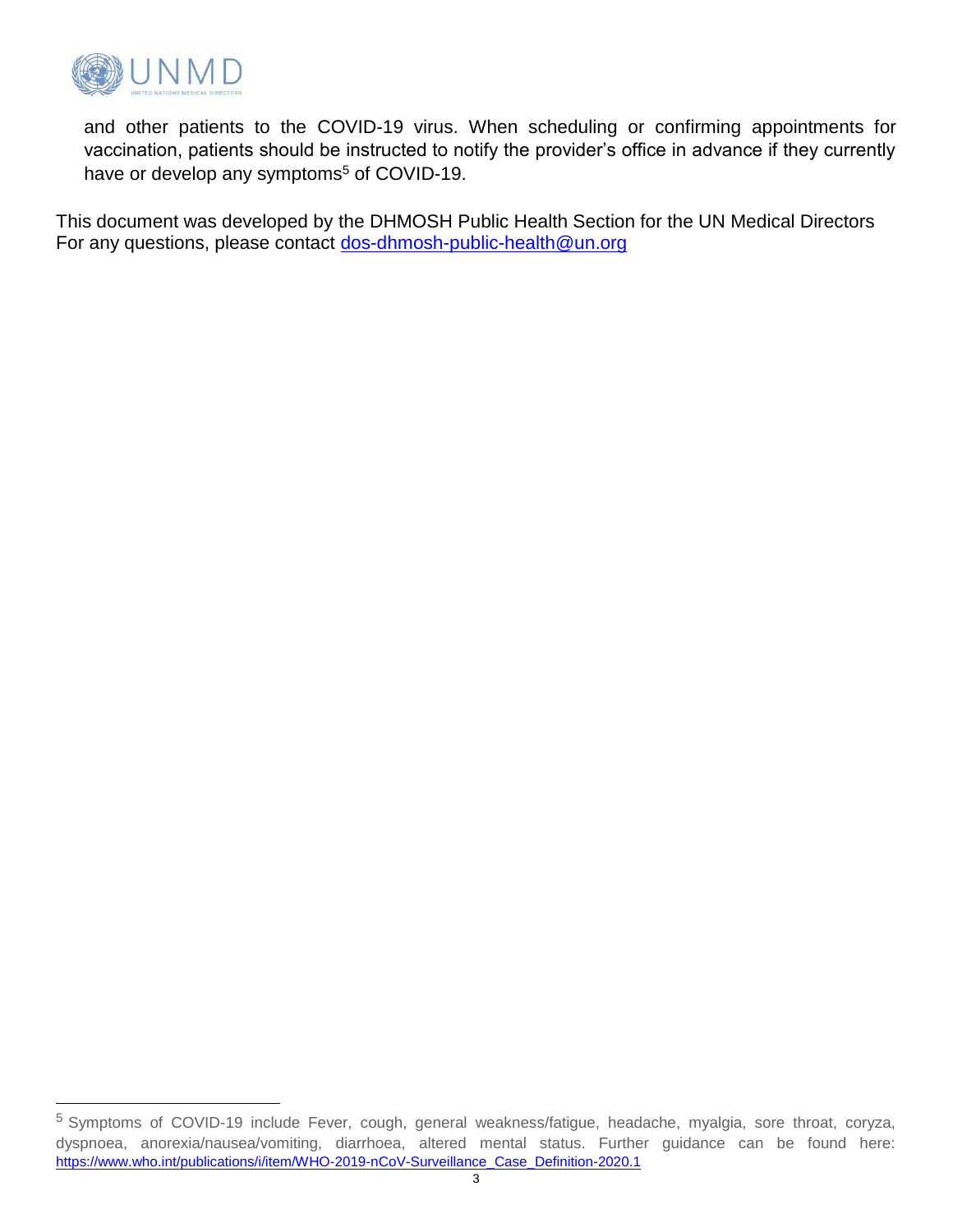and other patients to the COVID-19 virus. When scheduling or confirming appointments for vaccination, patients should be instructed to notify the provider's office in advance if they currently have or develop any symptoms[5] of COVID-19.

This document was developed by the DHMOSH Public Health Section for the UN Medical Directors
For any questions, please contact [dos-dhmosh-public-health@un.org](mailto:dos-dhmosh-public-health@un.org)

---

[5] Symptoms of COVID-19 include Fever, cough, general weakness/fatigue, headache, myalgia, sore throat, coryza, dyspnoea, anorexia/nausea/vomiting, diarrhoea, altered mental status. Further guidance can be found here: https://www.who.int/publications/i/item/WHO-2019-nCoV-Surveillance_Case_Definition-2020.1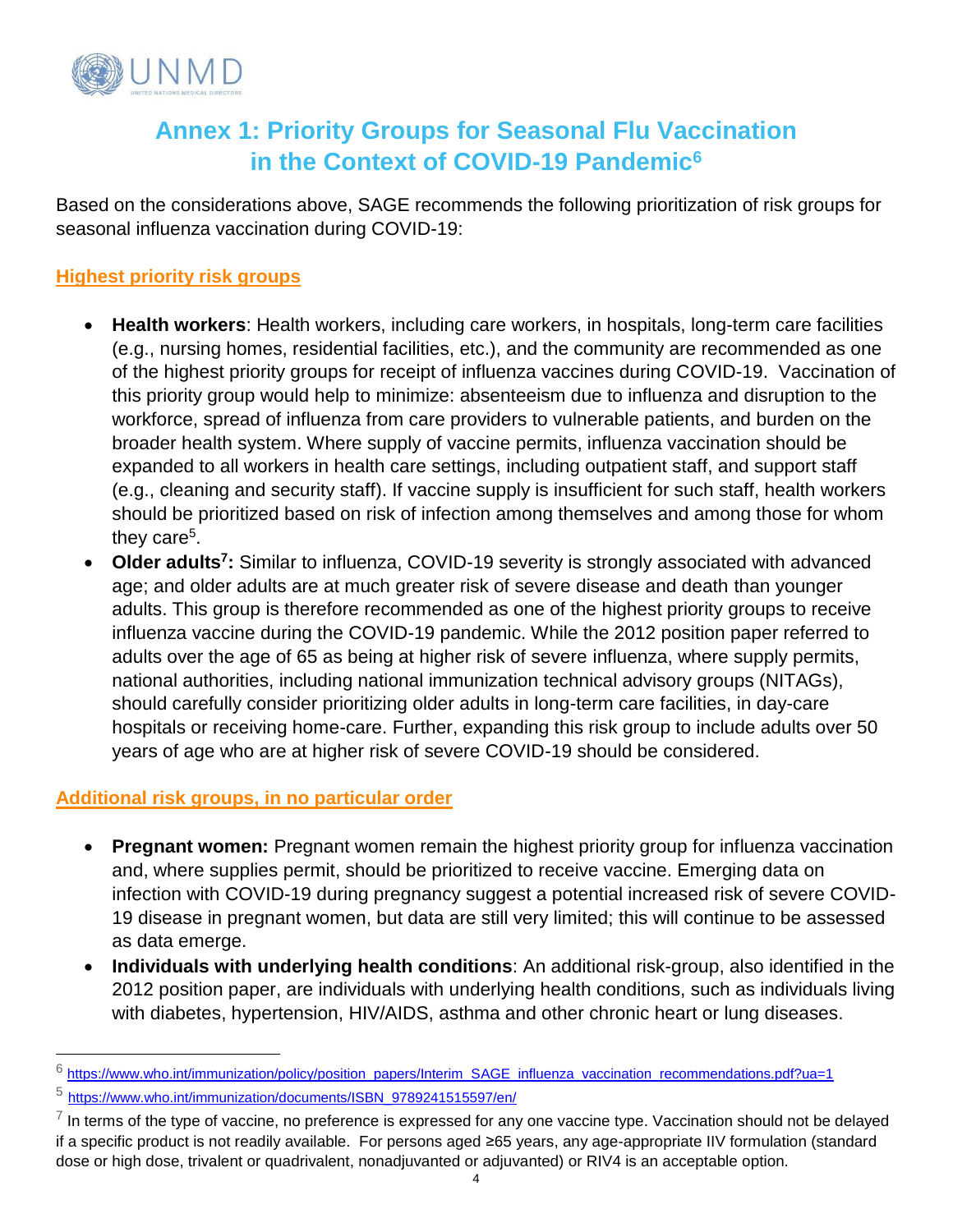# Annex 1: Priority Groups for Seasonal Flu Vaccination in the Context of COVID-19 Pandemic[6]

Based on the considerations above, SAGE recommends the following prioritization of risk groups for seasonal influenza vaccination during COVID-19:

## Highest priority risk groups

- **Health workers**: Health workers, including care workers, in hospitals, long-term care facilities (e.g., nursing homes, residential facilities, etc.), and the community are recommended as one of the highest priority groups for receipt of influenza vaccines during COVID-19. Vaccination of this priority group would help to minimize: absenteeism due to influenza and disruption to the workforce, spread of influenza from care providers to vulnerable patients, and burden on the broader health system. Where supply of vaccine permits, influenza vaccination should be expanded to all workers in health care settings, including outpatient staff, and support staff (e.g., cleaning and security staff). If vaccine supply is insufficient for such staff, health workers should be prioritized based on risk of infection among themselves and among those for whom they care[5].
- **Older adults[7]:** Similar to influenza, COVID-19 severity is strongly associated with advanced age; and older adults are at much greater risk of severe disease and death than younger adults. This group is therefore recommended as one of the highest priority groups to receive influenza vaccine during the COVID-19 pandemic. While the 2012 position paper referred to adults over the age of 65 as being at higher risk of severe influenza, where supply permits, national authorities, including national immunization technical advisory groups (NITAGs), should carefully consider prioritizing older adults in long-term care facilities, in day-care hospitals or receiving home-care. Further, expanding this risk group to include adults over 50 years of age who are at higher risk of severe COVID-19 should be considered.

## Additional risk groups, in no particular order

- **Pregnant women:** Pregnant women remain the highest priority group for influenza vaccination and, where supplies permit, should be prioritized to receive vaccine. Emerging data on infection with COVID-19 during pregnancy suggest a potential increased risk of severe COVID-19 disease in pregnant women, but data are still very limited; this will continue to be assessed as data emerge.
- **Individuals with underlying health conditions**: An additional risk-group, also identified in the 2012 position paper, are individuals with underlying health conditions, such as individuals living with diabetes, hypertension, HIV/AIDS, asthma and other chronic heart or lung diseases.

---

[6] https://www.who.int/immunization/policy/position_papers/Interim_SAGE_influenza_vaccination_recommendations.pdf?ua=1

[5] https://www.who.int/immunization/documents/ISBN_9789241515597/en/

[7] In terms of the type of vaccine, no preference is expressed for any one vaccine type. Vaccination should not be delayed if a specific product is not readily available. For persons aged ≥65 years, any age-appropriate IIV formulation (standard dose or high dose, trivalent or quadrivalent, nonadjuvanted or adjuvanted) or RIV4 is an acceptable option.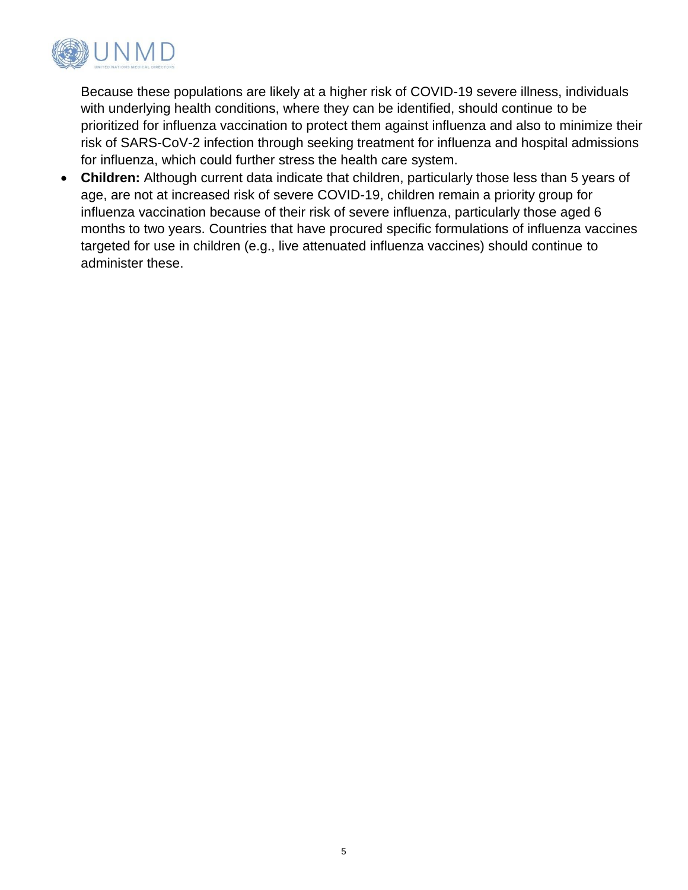Because these populations are likely at a higher risk of COVID-19 severe illness, individuals with underlying health conditions, where they can be identified, should continue to be prioritized for influenza vaccination to protect them against influenza and also to minimize their risk of SARS-CoV-2 infection through seeking treatment for influenza and hospital admissions for influenza, which could further stress the health care system.

- **Children:** Although current data indicate that children, particularly those less than 5 years of age, are not at increased risk of severe COVID-19, children remain a priority group for influenza vaccination because of their risk of severe influenza, particularly those aged 6 months to two years. Countries that have procured specific formulations of influenza vaccines targeted for use in children (e.g., live attenuated influenza vaccines) should continue to administer these.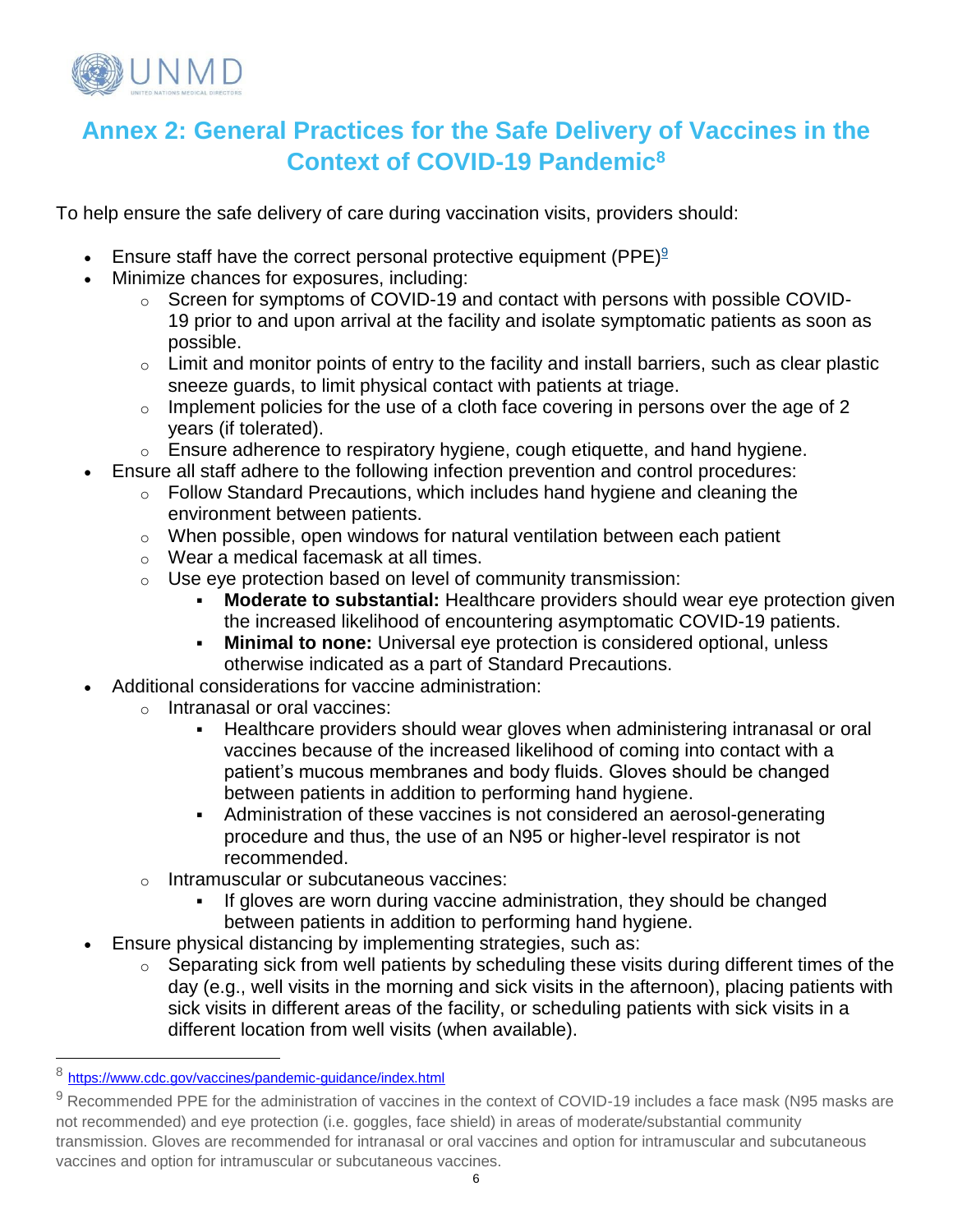## Annex 2: General Practices for the Safe Delivery of Vaccines in the Context of COVID-19 Pandemic[8]

To help ensure the safe delivery of care during vaccination visits, providers should:

- Ensure staff have the correct personal protective equipment (PPE)[9]
- Minimize chances for exposures, including:
  - Screen for symptoms of COVID-19 and contact with persons with possible COVID-19 prior to and upon arrival at the facility and isolate symptomatic patients as soon as possible.
  - Limit and monitor points of entry to the facility and install barriers, such as clear plastic sneeze guards, to limit physical contact with patients at triage.
  - Implement policies for the use of a cloth face covering in persons over the age of 2 years (if tolerated).
  - Ensure adherence to respiratory hygiene, cough etiquette, and hand hygiene.
- Ensure all staff adhere to the following infection prevention and control procedures:
  - Follow Standard Precautions, which includes hand hygiene and cleaning the environment between patients.
  - When possible, open windows for natural ventilation between each patient
  - Wear a medical facemask at all times.
  - Use eye protection based on level of community transmission:
    - **Moderate to substantial:** Healthcare providers should wear eye protection given the increased likelihood of encountering asymptomatic COVID-19 patients.
    - **Minimal to none:** Universal eye protection is considered optional, unless otherwise indicated as a part of Standard Precautions.
- Additional considerations for vaccine administration:
  - Intranasal or oral vaccines:
    - Healthcare providers should wear gloves when administering intranasal or oral vaccines because of the increased likelihood of coming into contact with a patient's mucous membranes and body fluids. Gloves should be changed between patients in addition to performing hand hygiene.
    - Administration of these vaccines is not considered an aerosol-generating procedure and thus, the use of an N95 or higher-level respirator is not recommended.
  - Intramuscular or subcutaneous vaccines:
    - If gloves are worn during vaccine administration, they should be changed between patients in addition to performing hand hygiene.
- Ensure physical distancing by implementing strategies, such as:
  - Separating sick from well patients by scheduling these visits during different times of the day (e.g., well visits in the morning and sick visits in the afternoon), placing patients with sick visits in different areas of the facility, or scheduling patients with sick visits in a different location from well visits (when available).

---

[8] https://www.cdc.gov/vaccines/pandemic-guidance/index.html

[9] Recommended PPE for the administration of vaccines in the context of COVID-19 includes a face mask (N95 masks are not recommended) and eye protection (i.e. goggles, face shield) in areas of moderate/substantial community transmission. Gloves are recommended for intranasal or oral vaccines and option for intramuscular and subcutaneous vaccines and option for intramuscular or subcutaneous vaccines.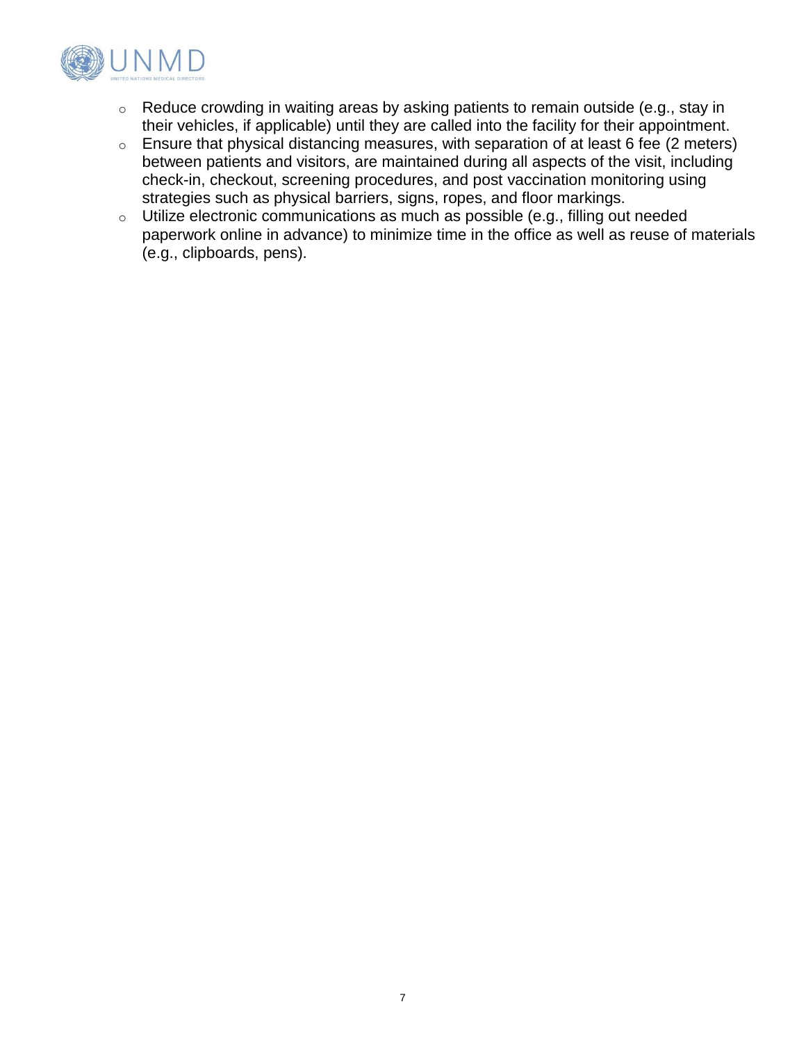- Reduce crowding in waiting areas by asking patients to remain outside (e.g., stay in their vehicles, if applicable) until they are called into the facility for their appointment.
- Ensure that physical distancing measures, with separation of at least 6 fee (2 meters) between patients and visitors, are maintained during all aspects of the visit, including check-in, checkout, screening procedures, and post vaccination monitoring using strategies such as physical barriers, signs, ropes, and floor markings.
- Utilize electronic communications as much as possible (e.g., filling out needed paperwork online in advance) to minimize time in the office as well as reuse of materials (e.g., clipboards, pens).